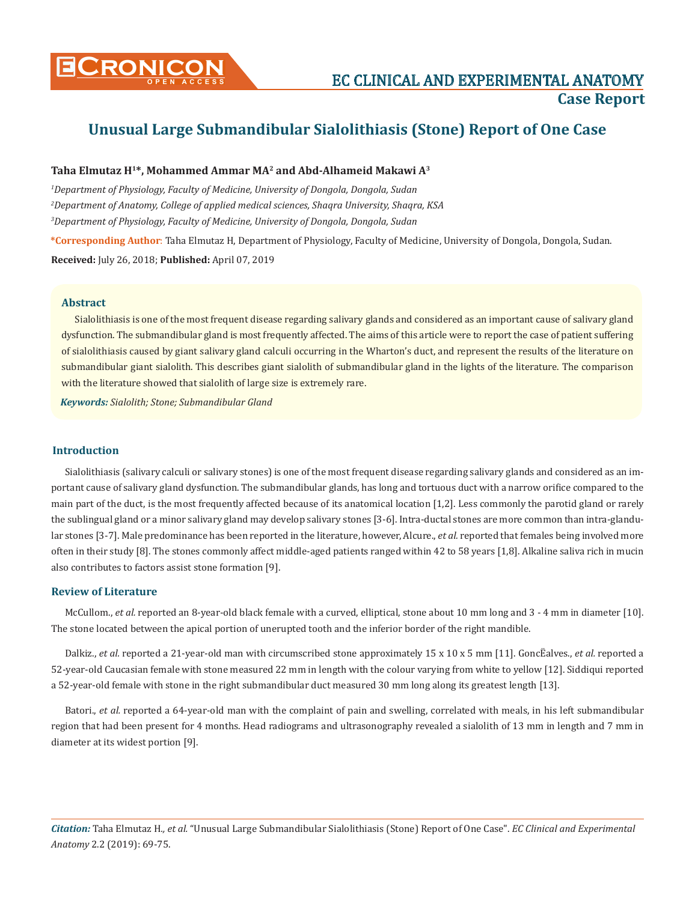# Unusual Large Submandibular Sialolithiasis (Stone) Report of One Case

**Taha Elmutaz H[1]*, Mohammed Ammar MA[2] and Abd-Alhameid Makawi A[3]**

[1]*Department of Physiology, Faculty of Medicine, University of Dongola, Dongola, Sudan*

[2]*Department of Anatomy, College of applied medical sciences, Shaqra University, Shaqra, KSA*

[3]*Department of Physiology, Faculty of Medicine, University of Dongola, Dongola, Sudan*

**\*Corresponding Author**: Taha Elmutaz H, Department of Physiology, Faculty of Medicine, University of Dongola, Dongola, Sudan.

**Received:** July 26, 2018; **Published:** April 07, 2019

## Abstract

Sialolithiasis is one of the most frequent disease regarding salivary glands and considered as an important cause of salivary gland dysfunction. The submandibular gland is most frequently affected. The aims of this article were to report the case of patient suffering of sialolithiasis caused by giant salivary gland calculi occurring in the Wharton's duct, and represent the results of the literature on submandibular giant sialolith. This describes giant sialolith of submandibular gland in the lights of the literature. The comparison with the literature showed that sialolith of large size is extremely rare.

***Keywords:*** *Sialolith; Stone; Submandibular Gland*

## Introduction

Sialolithiasis (salivary calculi or salivary stones) is one of the most frequent disease regarding salivary glands and considered as an important cause of salivary gland dysfunction. The submandibular glands, has long and tortuous duct with a narrow orifice compared to the main part of the duct, is the most frequently affected because of its anatomical location [1,2]. Less commonly the parotid gland or rarely the sublingual gland or a minor salivary gland may develop salivary stones [3-6]. Intra-ductal stones are more common than intra-glandular stones [3-7]. Male predominance has been reported in the literature, however, Alcure., *et al.* reported that females being involved more often in their study [8]. The stones commonly affect middle-aged patients ranged within 42 to 58 years [1,8]. Alkaline saliva rich in mucin also contributes to factors assist stone formation [9].

## Review of Literature

McCullom., *et al.* reported an 8-year-old black female with a curved, elliptical, stone about 10 mm long and 3 - 4 mm in diameter [10]. The stone located between the apical portion of unerupted tooth and the inferior border of the right mandible.

Dalkiz., *et al.* reported a 21-year-old man with circumscribed stone approximately 15 x 10 x 5 mm [11]. GoncËalves., *et al.* reported a 52-year-old Caucasian female with stone measured 22 mm in length with the colour varying from white to yellow [12]. Siddiqui reported a 52-year-old female with stone in the right submandibular duct measured 30 mm long along its greatest length [13].

Batori., *et al.* reported a 64-year-old man with the complaint of pain and swelling, correlated with meals, in his left submandibular region that had been present for 4 months. Head radiograms and ultrasonography revealed a sialolith of 13 mm in length and 7 mm in diameter at its widest portion [9].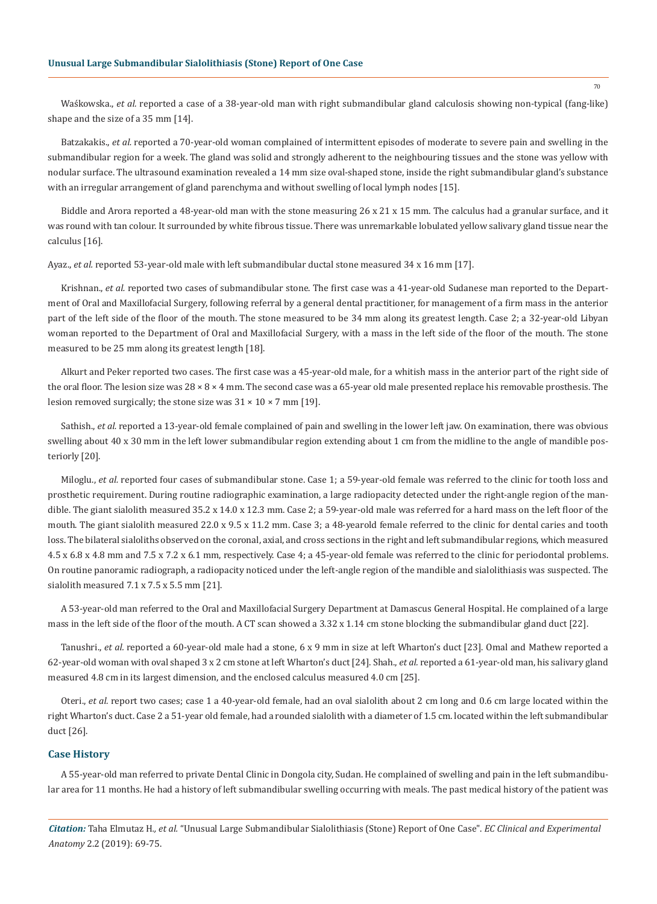Waśkowska., *et al.* reported a case of a 38-year-old man with right submandibular gland calculosis showing non-typical (fang-like) shape and the size of a 35 mm [14].

Batzakakis., *et al.* reported a 70-year-old woman complained of intermittent episodes of moderate to severe pain and swelling in the submandibular region for a week. The gland was solid and strongly adherent to the neighbouring tissues and the stone was yellow with nodular surface. The ultrasound examination revealed a 14 mm size oval-shaped stone, inside the right submandibular gland's substance with an irregular arrangement of gland parenchyma and without swelling of local lymph nodes [15].

Biddle and Arora reported a 48-year-old man with the stone measuring 26 x 21 x 15 mm. The calculus had a granular surface, and it was round with tan colour. It surrounded by white fibrous tissue. There was unremarkable lobulated yellow salivary gland tissue near the calculus [16].

Ayaz., *et al.* reported 53-year-old male with left submandibular ductal stone measured 34 x 16 mm [17].

Krishnan., *et al.* reported two cases of submandibular stone. The first case was a 41-year-old Sudanese man reported to the Department of Oral and Maxillofacial Surgery, following referral by a general dental practitioner, for management of a firm mass in the anterior part of the left side of the floor of the mouth. The stone measured to be 34 mm along its greatest length. Case 2; a 32-year-old Libyan woman reported to the Department of Oral and Maxillofacial Surgery, with a mass in the left side of the floor of the mouth. The stone measured to be 25 mm along its greatest length [18].

Alkurt and Peker reported two cases. The first case was a 45-year-old male, for a whitish mass in the anterior part of the right side of the oral floor. The lesion size was 28 × 8 × 4 mm. The second case was a 65-year old male presented replace his removable prosthesis. The lesion removed surgically; the stone size was 31 × 10 × 7 mm [19].

Sathish., *et al.* reported a 13-year-old female complained of pain and swelling in the lower left jaw. On examination, there was obvious swelling about 40 x 30 mm in the left lower submandibular region extending about 1 cm from the midline to the angle of mandible posteriorly [20].

Miloglu., *et al.* reported four cases of submandibular stone. Case 1; a 59-year-old female was referred to the clinic for tooth loss and prosthetic requirement. During routine radiographic examination, a large radiopacity detected under the right-angle region of the mandible. The giant sialolith measured 35.2 x 14.0 x 12.3 mm. Case 2; a 59-year-old male was referred for a hard mass on the left floor of the mouth. The giant sialolith measured 22.0 x 9.5 x 11.2 mm. Case 3; a 48-yearold female referred to the clinic for dental caries and tooth loss. The bilateral sialoliths observed on the coronal, axial, and cross sections in the right and left submandibular regions, which measured 4.5 x 6.8 x 4.8 mm and 7.5 x 7.2 x 6.1 mm, respectively. Case 4; a 45-year-old female was referred to the clinic for periodontal problems. On routine panoramic radiograph, a radiopacity noticed under the left-angle region of the mandible and sialolithiasis was suspected. The sialolith measured 7.1 x 7.5 x 5.5 mm [21].

A 53-year-old man referred to the Oral and Maxillofacial Surgery Department at Damascus General Hospital. He complained of a large mass in the left side of the floor of the mouth. A CT scan showed a 3.32 x 1.14 cm stone blocking the submandibular gland duct [22].

Tanushri., *et al.* reported a 60-year-old male had a stone, 6 x 9 mm in size at left Wharton's duct [23]. Omal and Mathew reported a 62-year-old woman with oval shaped 3 x 2 cm stone at left Wharton's duct [24]. Shah., *et al.* reported a 61-year-old man, his salivary gland measured 4.8 cm in its largest dimension, and the enclosed calculus measured 4.0 cm [25].

Oteri., *et al.* report two cases; case 1 a 40-year-old female, had an oval sialolith about 2 cm long and 0.6 cm large located within the right Wharton's duct. Case 2 a 51-year old female, had a rounded sialolith with a diameter of 1.5 cm. located within the left submandibular duct [26].

## Case History

A 55-year-old man referred to private Dental Clinic in Dongola city, Sudan. He complained of swelling and pain in the left submandibular area for 11 months. He had a history of left submandibular swelling occurring with meals. The past medical history of the patient was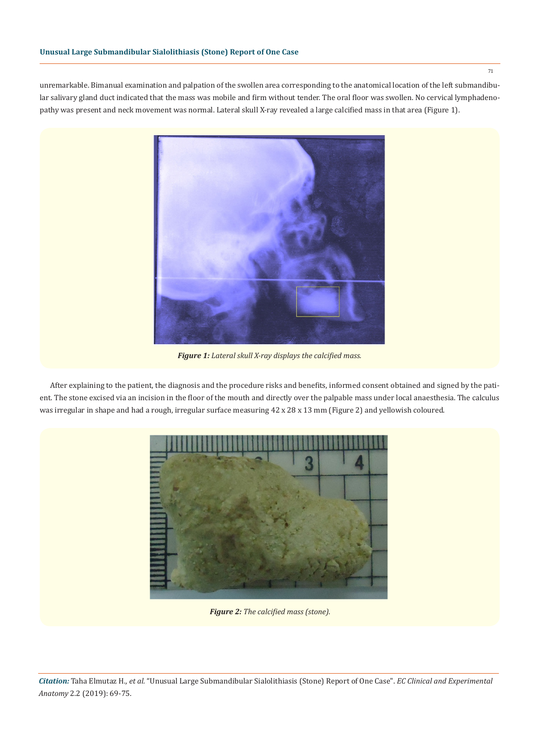unremarkable. Bimanual examination and palpation of the swollen area corresponding to the anatomical location of the left submandibular salivary gland duct indicated that the mass was mobile and firm without tender. The oral floor was swollen. No cervical lymphadenopathy was present and neck movement was normal. Lateral skull X-ray revealed a large calcified mass in that area (Figure 1).

***Figure 1:*** *Lateral skull X-ray displays the calcified mass.*

After explaining to the patient, the diagnosis and the procedure risks and benefits, informed consent obtained and signed by the patient. The stone excised via an incision in the floor of the mouth and directly over the palpable mass under local anaesthesia. The calculus was irregular in shape and had a rough, irregular surface measuring 42 x 28 x 13 mm (Figure 2) and yellowish coloured.

***Figure 2:*** *The calcified mass (stone).*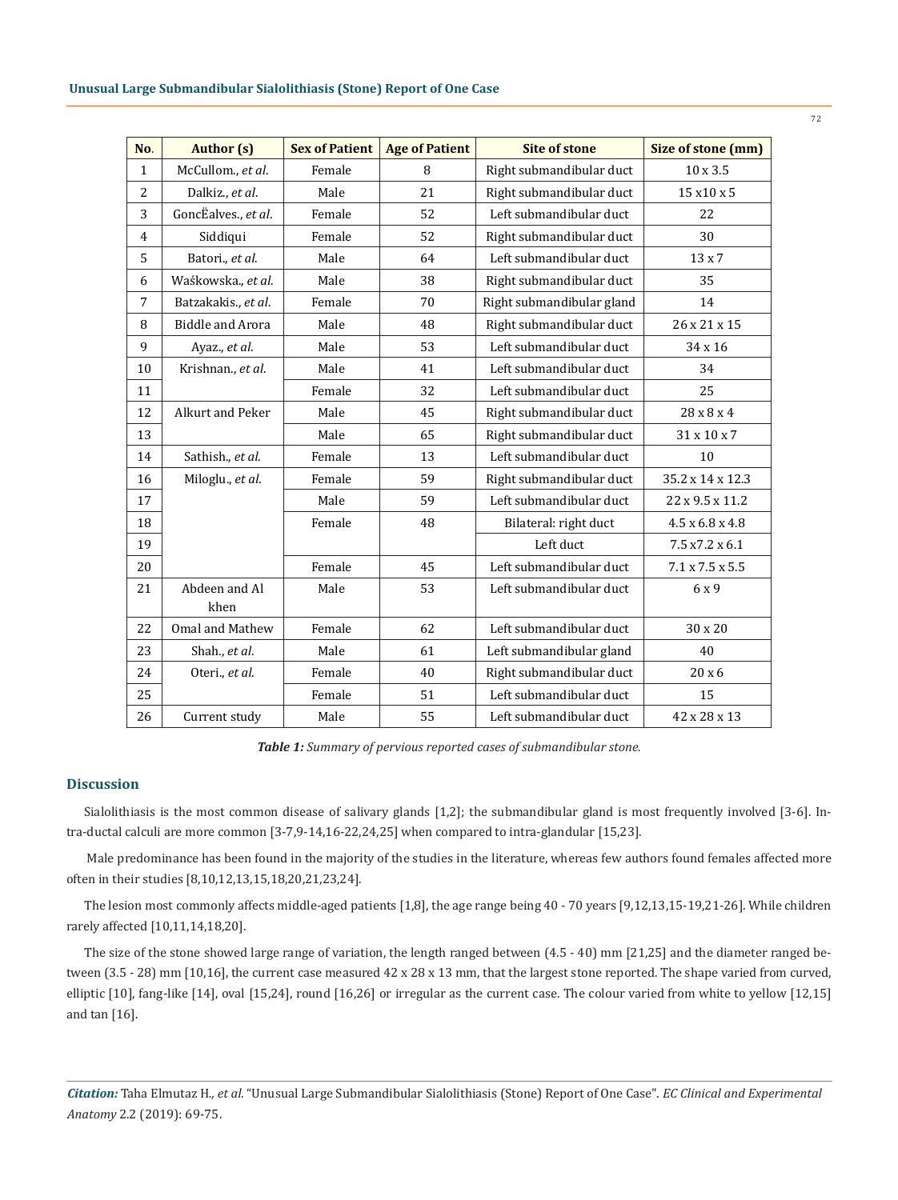| No. | Author (s) | Sex of Patient | Age of Patient | Site of stone | Size of stone (mm) |
|---|---|---|---|---|---|
| 1 | McCullom., *et al.* | Female | 8 | Right submandibular duct | 10 x 3.5 |
| 2 | Dalkiz., *et al.* | Male | 21 | Right submandibular duct | 15 x10 x 5 |
| 3 | GoncËalves., *et al.* | Female | 52 | Left submandibular duct | 22 |
| 4 | Siddiqui | Female | 52 | Right submandibular duct | 30 |
| 5 | Batori., *et al.* | Male | 64 | Left submandibular duct | 13 x 7 |
| 6 | Waśkowska., *et al.* | Male | 38 | Right submandibular duct | 35 |
| 7 | Batzakakis., *et al.* | Female | 70 | Right submandibular gland | 14 |
| 8 | Biddle and Arora | Male | 48 | Right submandibular duct | 26 x 21 x 15 |
| 9 | Ayaz., *et al.* | Male | 53 | Left submandibular duct | 34 x 16 |
| 10 | Krishnan., *et al.* | Male | 41 | Left submandibular duct | 34 |
| 11 | | Female | 32 | Left submandibular duct | 25 |
| 12 | Alkurt and Peker | Male | 45 | Right submandibular duct | 28 x 8 x 4 |
| 13 | | Male | 65 | Right submandibular duct | 31 x 10 x 7 |
| 14 | Sathish., *et al.* | Female | 13 | Left submandibular duct | 10 |
| 16 | Miloglu., *et al.* | Female | 59 | Right submandibular duct | 35.2 x 14 x 12.3 |
| 17 | | Male | 59 | Left submandibular duct | 22 x 9.5 x 11.2 |
| 18 | | Female | 48 | Bilateral: right duct | 4.5 x 6.8 x 4.8 |
| 19 | | | | Left duct | 7.5 x7.2 x 6.1 |
| 20 | | Female | 45 | Left submandibular duct | 7.1 x 7.5 x 5.5 |
| 21 | Abdeen and Al khen | Male | 53 | Left submandibular duct | 6 x 9 |
| 22 | Omal and Mathew | Female | 62 | Left submandibular duct | 30 x 20 |
| 23 | Shah., *et al.* | Male | 61 | Left submandibular gland | 40 |
| 24 | Oteri., *et al.* | Female | 40 | Right submandibular duct | 20 x 6 |
| 25 | | Female | 51 | Left submandibular duct | 15 |
| 26 | Current study | Male | 55 | Left submandibular duct | 42 x 28 x 13 |

***Table 1:*** *Summary of pervious reported cases of submandibular stone.*

## Discussion

Sialolithiasis is the most common disease of salivary glands [1,2]; the submandibular gland is most frequently involved [3-6]. Intra-ductal calculi are more common [3-7,9-14,16-22,24,25] when compared to intra-glandular [15,23].

Male predominance has been found in the majority of the studies in the literature, whereas few authors found females affected more often in their studies [8,10,12,13,15,18,20,21,23,24].

The lesion most commonly affects middle-aged patients [1,8], the age range being 40 - 70 years [9,12,13,15-19,21-26]. While children rarely affected [10,11,14,18,20].

The size of the stone showed large range of variation, the length ranged between (4.5 - 40) mm [21,25] and the diameter ranged between (3.5 - 28) mm [10,16], the current case measured 42 x 28 x 13 mm, that the largest stone reported. The shape varied from curved, elliptic [10], fang-like [14], oval [15,24], round [16,26] or irregular as the current case. The colour varied from white to yellow [12,15] and tan [16].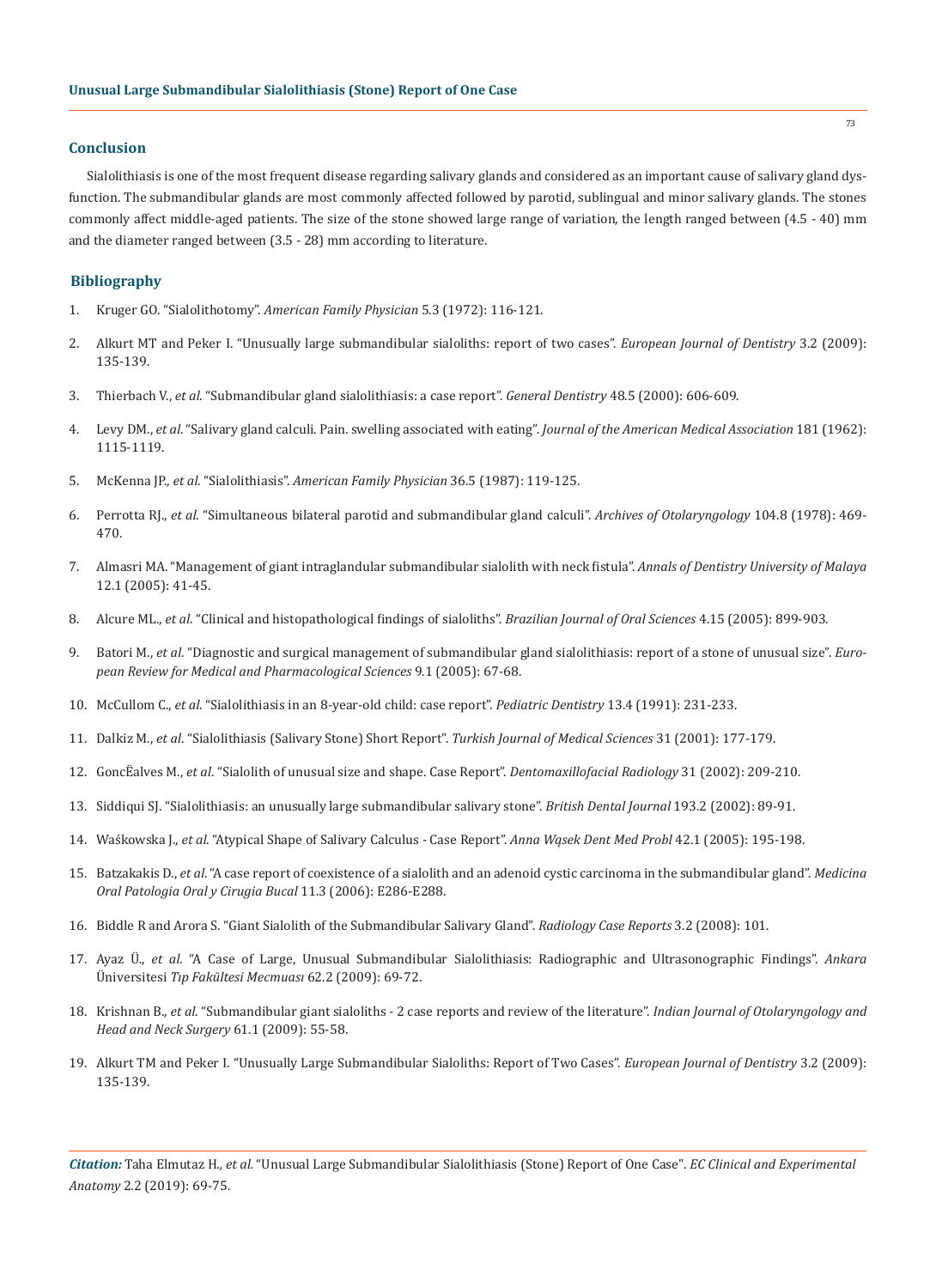## Conclusion

Sialolithiasis is one of the most frequent disease regarding salivary glands and considered as an important cause of salivary gland dysfunction. The submandibular glands are most commonly affected followed by parotid, sublingual and minor salivary glands. The stones commonly affect middle-aged patients. The size of the stone showed large range of variation, the length ranged between (4.5 - 40) mm and the diameter ranged between (3.5 - 28) mm according to literature.

## Bibliography

1. Kruger GO. "Sialolithotomy". *American Family Physician* 5.3 (1972): 116-121.
2. Alkurt MT and Peker I. "Unusually large submandibular sialoliths: report of two cases". *European Journal of Dentistry* 3.2 (2009): 135-139.
3. Thierbach V., *et al*. "Submandibular gland sialolithiasis: a case report". *General Dentistry* 48.5 (2000): 606-609.
4. Levy DM., *et al*. "Salivary gland calculi. Pain. swelling associated with eating". *Journal of the American Medical Association* 181 (1962): 1115-1119.
5. McKenna JP., *et al*. "Sialolithiasis". *American Family Physician* 36.5 (1987): 119-125.
6. Perrotta RJ., *et al*. "Simultaneous bilateral parotid and submandibular gland calculi". *Archives of Otolaryngology* 104.8 (1978): 469-470.
7. Almasri MA. "Management of giant intraglandular submandibular sialolith with neck fistula". *Annals of Dentistry University of Malaya* 12.1 (2005): 41-45.
8. Alcure ML., *et al*. "Clinical and histopathological findings of sialoliths". *Brazilian Journal of Oral Sciences* 4.15 (2005): 899-903.
9. Batori M., *et al*. "Diagnostic and surgical management of submandibular gland sialolithiasis: report of a stone of unusual size". *European Review for Medical and Pharmacological Sciences* 9.1 (2005): 67-68.
10. McCullom C., *et al*. "Sialolithiasis in an 8-year-old child: case report". *Pediatric Dentistry* 13.4 (1991): 231-233.
11. Dalkiz M., *et al*. "Sialolithiasis (Salivary Stone) Short Report". *Turkish Journal of Medical Sciences* 31 (2001): 177-179.
12. GoncËalves M., *et al*. "Sialolith of unusual size and shape. Case Report". *Dentomaxillofacial Radiology* 31 (2002): 209-210.
13. Siddiqui SJ. "Sialolithiasis: an unusually large submandibular salivary stone". *British Dental Journal* 193.2 (2002): 89-91.
14. Waśkowska J., *et al*. "Atypical Shape of Salivary Calculus - Case Report". *Anna Wąsek Dent Med Probl* 42.1 (2005): 195-198.
15. Batzakakis D., *et al*. "A case report of coexistence of a sialolith and an adenoid cystic carcinoma in the submandibular gland". *Medicina Oral Patologia Oral y Cirugia Bucal* 11.3 (2006): E286-E288.
16. Biddle R and Arora S. "Giant Sialolith of the Submandibular Salivary Gland". *Radiology Case Reports* 3.2 (2008): 101.
17. Ayaz Ü., *et al*. "A Case of Large, Unusual Submandibular Sialolithiasis: Radiographic and Ultrasonographic Findings". *Ankara* Üniversitesi *Tıp Fakültesi Mecmuası* 62.2 (2009): 69-72.
18. Krishnan B., *et al*. "Submandibular giant sialoliths - 2 case reports and review of the literature". *Indian Journal of Otolaryngology and Head and Neck Surgery* 61.1 (2009): 55-58.
19. Alkurt TM and Peker I. "Unusually Large Submandibular Sialoliths: Report of Two Cases". *European Journal of Dentistry* 3.2 (2009): 135-139.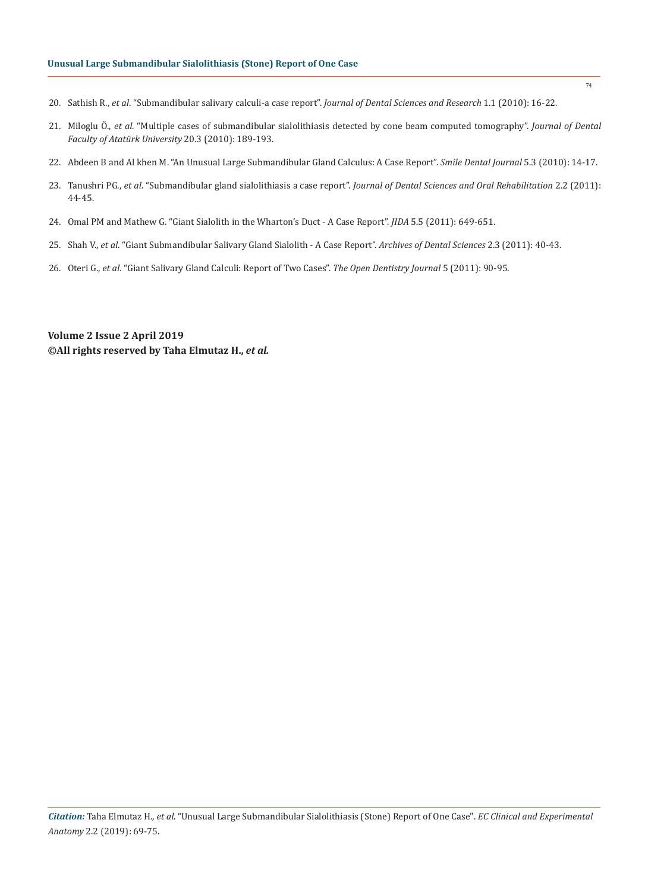20. Sathish R., *et al*. "Submandibular salivary calculi-a case report". *Journal of Dental Sciences and Research* 1.1 (2010): 16-22.

21. Miloglu Ö., *et al*. "Multiple cases of submandibular sialolithiasis detected by cone beam computed tomography". *Journal of Dental Faculty of Atatürk University* 20.3 (2010): 189-193.

22. Abdeen B and Al khen M. "An Unusual Large Submandibular Gland Calculus: A Case Report". *Smile Dental Journal* 5.3 (2010): 14-17.

23. Tanushri PG., *et al*. "Submandibular gland sialolithiasis a case report". *Journal of Dental Sciences and Oral Rehabilitation* 2.2 (2011): 44-45.

24. Omal PM and Mathew G. "Giant Sialolith in the Wharton's Duct - A Case Report". *JIDA* 5.5 (2011): 649-651.

25. Shah V., *et al*. "Giant Submandibular Salivary Gland Sialolith - A Case Report". *Archives of Dental Sciences* 2.3 (2011): 40-43.

26. Oteri G., *et al*. "Giant Salivary Gland Calculi: Report of Two Cases". *The Open Dentistry Journal* 5 (2011): 90-95.

**Volume 2 Issue 2 April 2019**
**©All rights reserved by Taha Elmutaz H., *et al.***